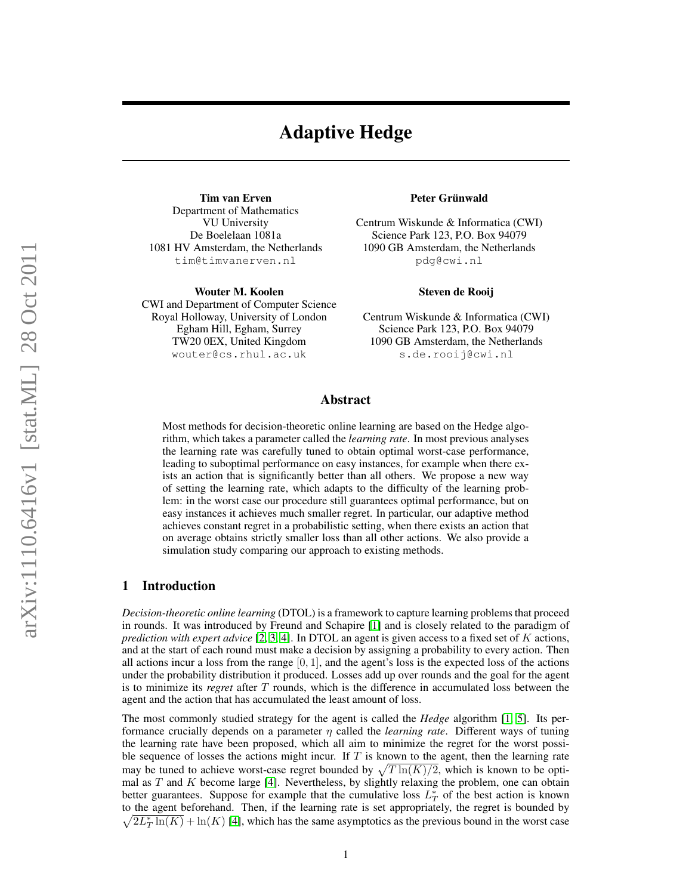# Adaptive Hedge

**Tim van Erven**
Department of Mathematics
VU University
De Boelelaan 1081a
1081 HV Amsterdam, the Netherlands
tim@timvanerven.nl

**Peter Grünwald**
Centrum Wiskunde & Informatica (CWI)
Science Park 123, P.O. Box 94079
1090 GB Amsterdam, the Netherlands
pdg@cwi.nl

**Wouter M. Koolen**
CWI and Department of Computer Science
Royal Holloway, University of London
Egham Hill, Egham, Surrey
TW20 0EX, United Kingdom
wouter@cs.rhul.ac.uk

**Steven de Rooij**
Centrum Wiskunde & Informatica (CWI)
Science Park 123, P.O. Box 94079
1090 GB Amsterdam, the Netherlands
s.de.rooij@cwi.nl

## Abstract

Most methods for decision-theoretic online learning are based on the Hedge algorithm, which takes a parameter called the *learning rate*. In most previous analyses the learning rate was carefully tuned to obtain optimal worst-case performance, leading to suboptimal performance on easy instances, for example when there exists an action that is significantly better than all others. We propose a new way of setting the learning rate, which adapts to the difficulty of the learning problem: in the worst case our procedure still guarantees optimal performance, but on easy instances it achieves much smaller regret. In particular, our adaptive method achieves constant regret in a probabilistic setting, when there exists an action that on average obtains strictly smaller loss than all other actions. We also provide a simulation study comparing our approach to existing methods.

## 1 Introduction

*Decision-theoretic online learning* (DTOL) is a framework to capture learning problems that proceed in rounds. It was introduced by Freund and Schapire [1] and is closely related to the paradigm of *prediction with expert advice* [2, 3, 4]. In DTOL an agent is given access to a fixed set of $K$ actions, and at the start of each round must make a decision by assigning a probability to every action. Then all actions incur a loss from the range $[0, 1]$, and the agent's loss is the expected loss of the actions under the probability distribution it produced. Losses add up over rounds and the goal for the agent is to minimize its *regret* after $T$ rounds, which is the difference in accumulated loss between the agent and the action that has accumulated the least amount of loss.

The most commonly studied strategy for the agent is called the *Hedge* algorithm [1, 5]. Its performance crucially depends on a parameter $\eta$ called the *learning rate*. Different ways of tuning the learning rate have been proposed, which all aim to minimize the regret for the worst possible sequence of losses the actions might incur. If $T$ is known to the agent, then the learning rate may be tuned to achieve worst-case regret bounded by $\sqrt{T \ln(K)/2}$, which is known to be optimal as $T$ and $K$ become large [4]. Nevertheless, by slightly relaxing the problem, one can obtain better guarantees. Suppose for example that the cumulative loss $L_T^*$ of the best action is known to the agent beforehand. Then, if the learning rate is set appropriately, the regret is bounded by $\sqrt{2L_T^* \ln(K)} + \ln(K)$ [4], which has the same asymptotics as the previous bound in the worst case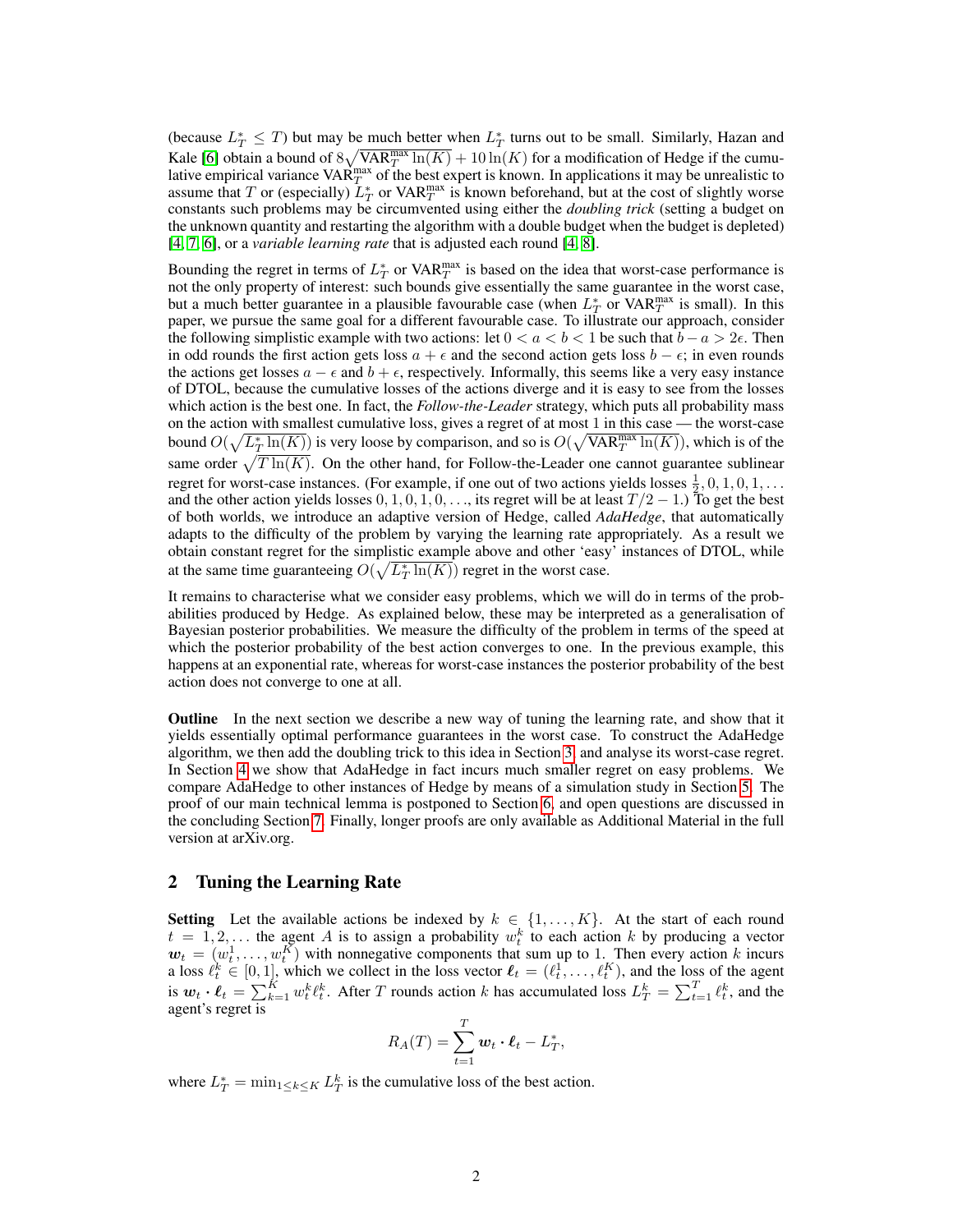(because $L_T^* \leq T$) but may be much better when $L_T^*$ turns out to be small. Similarly, Hazan and Kale [6] obtain a bound of $8\sqrt{\mathrm{VAR}_T^{\max} \ln(K)} + 10\ln(K)$ for a modification of Hedge if the cumulative empirical variance $\mathrm{VAR}_T^{\max}$ of the best expert is known. In applications it may be unrealistic to assume that $T$ or (especially) $L_T^*$ or $\mathrm{VAR}_T^{\max}$ is known beforehand, but at the cost of slightly worse constants such problems may be circumvented using either the *doubling trick* (setting a budget on the unknown quantity and restarting the algorithm with a double budget when the budget is depleted) [4, 7, 6], or a *variable learning rate* that is adjusted each round [4, 8].

Bounding the regret in terms of $L_T^*$ or $\mathrm{VAR}_T^{\max}$ is based on the idea that worst-case performance is not the only property of interest: such bounds give essentially the same guarantee in the worst case, but a much better guarantee in a plausible favourable case (when $L_T^*$ or $\mathrm{VAR}_T^{\max}$ is small). In this paper, we pursue the same goal for a different favourable case. To illustrate our approach, consider the following simplistic example with two actions: let $0 < a < b < 1$ be such that $b - a > 2\epsilon$. Then in odd rounds the first action gets loss $a + \epsilon$ and the second action gets loss $b - \epsilon$; in even rounds the actions get losses $a - \epsilon$ and $b + \epsilon$, respectively. Informally, this seems like a very easy instance of DTOL, because the cumulative losses of the actions diverge and it is easy to see from the losses which action is the best one. In fact, the *Follow-the-Leader* strategy, which puts all probability mass on the action with smallest cumulative loss, gives a regret of at most 1 in this case — the worst-case bound $O(\sqrt{L_T^* \ln(K)})$ is very loose by comparison, and so is $O(\sqrt{\mathrm{VAR}_T^{\max} \ln(K)})$, which is of the same order $\sqrt{T \ln(K)}$. On the other hand, for Follow-the-Leader one cannot guarantee sublinear regret for worst-case instances. (For example, if one out of two actions yields losses $\frac{1}{2}, 0, 1, 0, 1, \ldots$ and the other action yields losses $0, 1, 0, 1, 0, \ldots$, its regret will be at least $T/2 - 1$.) To get the best of both worlds, we introduce an adaptive version of Hedge, called *AdaHedge*, that automatically adapts to the difficulty of the problem by varying the learning rate appropriately. As a result we obtain constant regret for the simplistic example above and other 'easy' instances of DTOL, while at the same time guaranteeing $O(\sqrt{L_T^* \ln(K)})$ regret in the worst case.

It remains to characterise what we consider easy problems, which we will do in terms of the probabilities produced by Hedge. As explained below, these may be interpreted as a generalisation of Bayesian posterior probabilities. We measure the difficulty of the problem in terms of the speed at which the posterior probability of the best action converges to one. In the previous example, this happens at an exponential rate, whereas for worst-case instances the posterior probability of the best action does not converge to one at all.

**Outline** In the next section we describe a new way of tuning the learning rate, and show that it yields essentially optimal performance guarantees in the worst case. To construct the AdaHedge algorithm, we then add the doubling trick to this idea in Section 3, and analyse its worst-case regret. In Section 4 we show that AdaHedge in fact incurs much smaller regret on easy problems. We compare AdaHedge to other instances of Hedge by means of a simulation study in Section 5. The proof of our main technical lemma is postponed to Section 6, and open questions are discussed in the concluding Section 7. Finally, longer proofs are only available as Additional Material in the full version at arXiv.org.

## 2 Tuning the Learning Rate

**Setting** Let the available actions be indexed by $k \in \{1, \ldots, K\}$. At the start of each round $t = 1, 2, \ldots$ the agent $A$ is to assign a probability $w_t^k$ to each action $k$ by producing a vector $\boldsymbol{w}_t = (w_t^1, \ldots, w_t^K)$ with nonnegative components that sum up to 1. Then every action $k$ incurs a loss $\ell_t^k \in [0, 1]$, which we collect in the loss vector $\boldsymbol{\ell}_t = (\ell_t^1, \ldots, \ell_t^K)$, and the loss of the agent is $\boldsymbol{w}_t \cdot \boldsymbol{\ell}_t = \sum_{k=1}^K w_t^k \ell_t^k$. After $T$ rounds action $k$ has accumulated loss $L_T^k = \sum_{t=1}^T \ell_t^k$, and the agent's regret is

$$R_A(T) = \sum_{t=1}^T \boldsymbol{w}_t \cdot \boldsymbol{\ell}_t - L_T^*,$$

where $L_T^* = \min_{1 \leq k \leq K} L_T^k$ is the cumulative loss of the best action.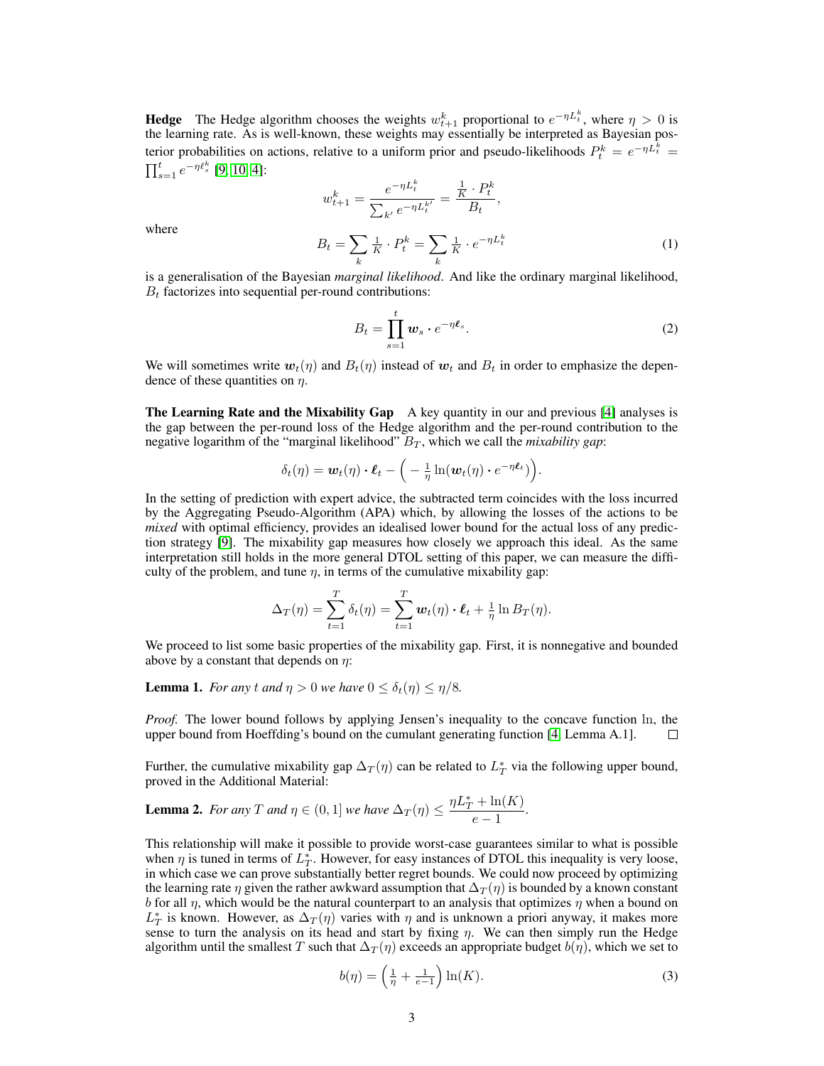**Hedge** The Hedge algorithm chooses the weights $w_{t+1}^k$ proportional to $e^{-\eta L_t^k}$, where $\eta > 0$ is the learning rate. As is well-known, these weights may essentially be interpreted as Bayesian posterior probabilities on actions, relative to a uniform prior and pseudo-likelihoods $P_t^k = e^{-\eta L_t^k} = \prod_{s=1}^t e^{-\eta \ell_s^k}$ [9, 10, 4]:

$$w_{t+1}^k = \frac{e^{-\eta L_t^k}}{\sum_{k'} e^{-\eta L_t^{k'}}} = \frac{\frac{1}{K} \cdot P_t^k}{B_t},$$

where

$$B_t = \sum_k \tfrac{1}{K} \cdot P_t^k = \sum_k \tfrac{1}{K} \cdot e^{-\eta L_t^k} \tag{1}$$

is a generalisation of the Bayesian *marginal likelihood*. And like the ordinary marginal likelihood, $B_t$ factorizes into sequential per-round contributions:

$$B_t = \prod_{s=1}^t \boldsymbol{w}_s \cdot e^{-\eta \boldsymbol{\ell}_s}. \tag{2}$$

We will sometimes write $\boldsymbol{w}_t(\eta)$ and $B_t(\eta)$ instead of $\boldsymbol{w}_t$ and $B_t$ in order to emphasize the dependence of these quantities on $\eta$.

**The Learning Rate and the Mixability Gap** A key quantity in our and previous [4] analyses is the gap between the per-round loss of the Hedge algorithm and the per-round contribution to the negative logarithm of the "marginal likelihood" $B_T$, which we call the *mixability gap*:

$$\delta_t(\eta) = \boldsymbol{w}_t(\eta) \cdot \boldsymbol{\ell}_t - \Big( -\tfrac{1}{\eta} \ln(\boldsymbol{w}_t(\eta) \cdot e^{-\eta \boldsymbol{\ell}_t}) \Big).$$

In the setting of prediction with expert advice, the subtracted term coincides with the loss incurred by the Aggregating Pseudo-Algorithm (APA) which, by allowing the losses of the actions to be *mixed* with optimal efficiency, provides an idealised lower bound for the actual loss of any prediction strategy [9]. The mixability gap measures how closely we approach this ideal. As the same interpretation still holds in the more general DTOL setting of this paper, we can measure the difficulty of the problem, and tune $\eta$, in terms of the cumulative mixability gap:

$$\Delta_T(\eta) = \sum_{t=1}^T \delta_t(\eta) = \sum_{t=1}^T \boldsymbol{w}_t(\eta) \cdot \boldsymbol{\ell}_t + \tfrac{1}{\eta} \ln B_T(\eta).$$

We proceed to list some basic properties of the mixability gap. First, it is nonnegative and bounded above by a constant that depends on $\eta$:

**Lemma 1.** *For any $t$ and $\eta > 0$ we have $0 \leq \delta_t(\eta) \leq \eta/8$.*

*Proof.* The lower bound follows by applying Jensen's inequality to the concave function ln, the upper bound from Hoeffding's bound on the cumulant generating function [4, Lemma A.1]. □

Further, the cumulative mixability gap $\Delta_T(\eta)$ can be related to $L_T^*$ via the following upper bound, proved in the Additional Material:

**Lemma 2.** *For any $T$ and $\eta \in (0, 1]$ we have $\Delta_T(\eta) \leq \dfrac{\eta L_T^* + \ln(K)}{e - 1}$.*

This relationship will make it possible to provide worst-case guarantees similar to what is possible when $\eta$ is tuned in terms of $L_T^*$. However, for easy instances of DTOL this inequality is very loose, in which case we can prove substantially better regret bounds. We could now proceed by optimizing the learning rate $\eta$ given the rather awkward assumption that $\Delta_T(\eta)$ is bounded by a known constant $b$ for all $\eta$, which would be the natural counterpart to an analysis that optimizes $\eta$ when a bound on $L_T^*$ is known. However, as $\Delta_T(\eta)$ varies with $\eta$ and is unknown a priori anyway, it makes more sense to turn the analysis on its head and start by fixing $\eta$. We can then simply run the Hedge algorithm until the smallest $T$ such that $\Delta_T(\eta)$ exceeds an appropriate budget $b(\eta)$, which we set to

$$b(\eta) = \Big( \tfrac{1}{\eta} + \tfrac{1}{e-1} \Big) \ln(K). \tag{3}$$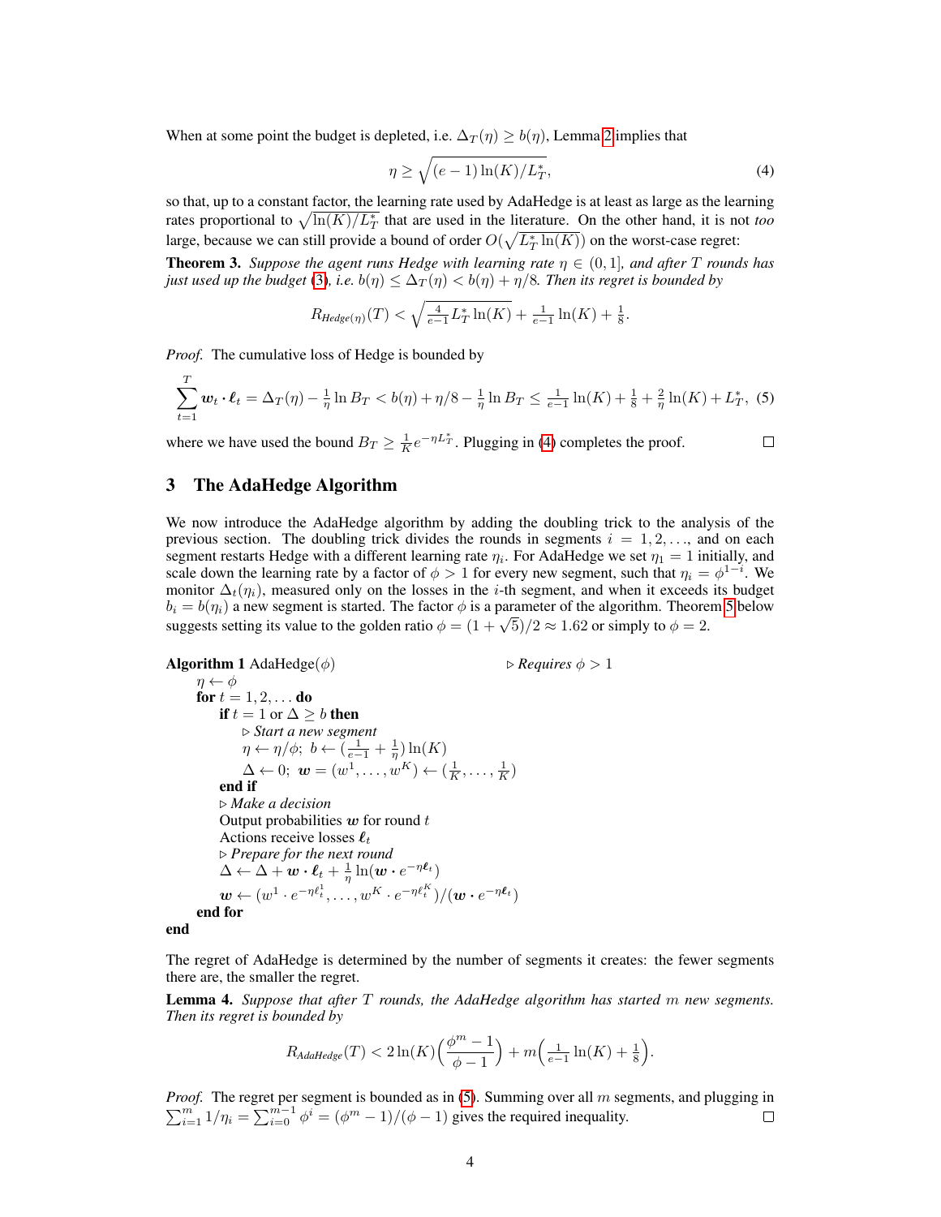When at some point the budget is depleted, i.e. $\Delta_T(\eta) \geq b(\eta)$, Lemma 2 implies that

$$\eta \geq \sqrt{(e-1)\ln(K)/L_T^*}, \tag{4}$$

so that, up to a constant factor, the learning rate used by AdaHedge is at least as large as the learning rates proportional to $\sqrt{\ln(K)/L_T^*}$ that are used in the literature. On the other hand, it is not *too* large, because we can still provide a bound of order $O(\sqrt{L_T^* \ln(K)})$ on the worst-case regret:

**Theorem 3.** *Suppose the agent runs Hedge with learning rate $\eta \in (0, 1]$, and after $T$ rounds has just used up the budget (3), i.e. $b(\eta) \leq \Delta_T(\eta) < b(\eta) + \eta/8$. Then its regret is bounded by*

$$R_{\textit{Hedge}(\eta)}(T) < \sqrt{\tfrac{4}{e-1} L_T^* \ln(K)} + \tfrac{1}{e-1}\ln(K) + \tfrac{1}{8}.$$

*Proof.* The cumulative loss of Hedge is bounded by

$$\sum_{t=1}^{T} \boldsymbol{w}_t \cdot \boldsymbol{\ell}_t = \Delta_T(\eta) - \tfrac{1}{\eta}\ln B_T < b(\eta) + \eta/8 - \tfrac{1}{\eta}\ln B_T \leq \tfrac{1}{e-1}\ln(K) + \tfrac{1}{8} + \tfrac{2}{\eta}\ln(K) + L_T^*, \tag{5}$$

where we have used the bound $B_T \geq \frac{1}{K}e^{-\eta L_T^*}$. Plugging in (4) completes the proof. □

## 3 The AdaHedge Algorithm

We now introduce the AdaHedge algorithm by adding the doubling trick to the analysis of the previous section. The doubling trick divides the rounds in segments $i = 1, 2, \ldots$, and on each segment restarts Hedge with a different learning rate $\eta_i$. For AdaHedge we set $\eta_1 = 1$ initially, and scale down the learning rate by a factor of $\phi > 1$ for every new segment, such that $\eta_i = \phi^{1-i}$. We monitor $\Delta_t(\eta_i)$, measured only on the losses in the $i$-th segment, and when it exceeds its budget $b_i = b(\eta_i)$ a new segment is started. The factor $\phi$ is a parameter of the algorithm. Theorem 5 below suggests setting its value to the golden ratio $\phi = (1 + \sqrt{5})/2 \approx 1.62$ or simply to $\phi = 2$.

```
Algorithm 1 AdaHedge(φ)                         ▷ Requires φ > 1
    η ← φ
    for t = 1, 2, ... do
        if t = 1 or Δ ≥ b then
            ▷ Start a new segment
            η ← η/φ;  b ← (1/(e−1) + 1/η) ln(K)
            Δ ← 0;  w = (w^1, ..., w^K) ← (1/K, ..., 1/K)
        end if
        ▷ Make a decision
        Output probabilities w for round t
        Actions receive losses ℓ_t
        ▷ Prepare for the next round
        Δ ← Δ + w · ℓ_t + (1/η) ln(w · e^{−ηℓ_t})
        w ← (w^1 · e^{−ηℓ_t^1}, ..., w^K · e^{−ηℓ_t^K}) / (w · e^{−ηℓ_t})
    end for
end
```

The regret of AdaHedge is determined by the number of segments it creates: the fewer segments there are, the smaller the regret.

**Lemma 4.** *Suppose that after $T$ rounds, the AdaHedge algorithm has started $m$ new segments. Then its regret is bounded by*

$$R_{\textit{AdaHedge}}(T) < 2\ln(K)\Big(\frac{\phi^m - 1}{\phi - 1}\Big) + m\Big(\tfrac{1}{e-1}\ln(K) + \tfrac{1}{8}\Big).$$

*Proof.* The regret per segment is bounded as in (5). Summing over all $m$ segments, and plugging in $\sum_{i=1}^{m} 1/\eta_i = \sum_{i=0}^{m-1} \phi^i = (\phi^m - 1)/(\phi - 1)$ gives the required inequality. □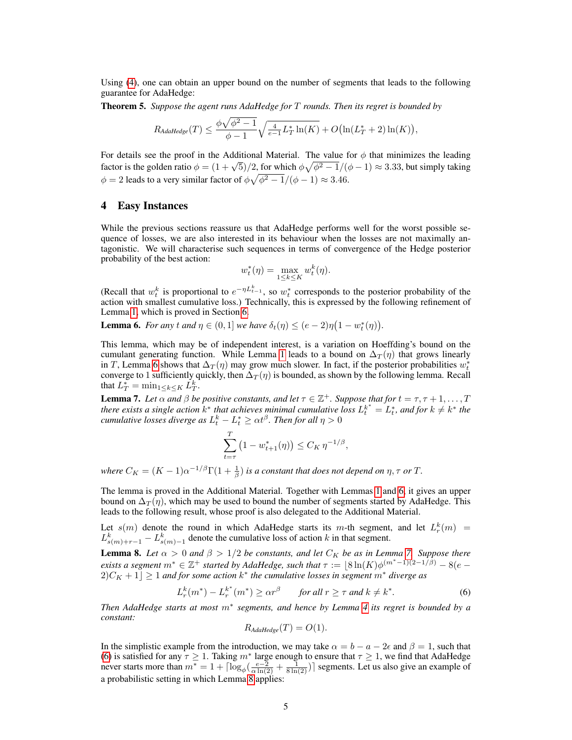Using (4), one can obtain an upper bound on the number of segments that leads to the following guarantee for AdaHedge:

**Theorem 5.** *Suppose the agent runs AdaHedge for $T$ rounds. Then its regret is bounded by*

$$R_{\textit{AdaHedge}}(T) \leq \frac{\phi\sqrt{\phi^2 - 1}}{\phi - 1}\sqrt{\tfrac{4}{e-1} L_T^* \ln(K)} + O\big(\ln(L_T^* + 2)\ln(K)\big),$$

For details see the proof in the Additional Material. The value for $\phi$ that minimizes the leading factor is the golden ratio $\phi = (1+\sqrt{5})/2$, for which $\phi\sqrt{\phi^2-1}/(\phi-1) \approx 3.33$, but simply taking $\phi = 2$ leads to a very similar factor of $\phi\sqrt{\phi^2-1}/(\phi-1) \approx 3.46$.

## 4 Easy Instances

While the previous sections reassure us that AdaHedge performs well for the worst possible sequence of losses, we are also interested in its behaviour when the losses are not maximally antagonistic. We will characterise such sequences in terms of convergence of the Hedge posterior probability of the best action:

$$w_t^*(\eta) = \max_{1 \leq k \leq K} w_t^k(\eta).$$

(Recall that $w_t^k$ is proportional to $e^{-\eta L_{t-1}^k}$, so $w_t^*$ corresponds to the posterior probability of the action with smallest cumulative loss.) Technically, this is expressed by the following refinement of Lemma 1, which is proved in Section 6.

**Lemma 6.** *For any $t$ and $\eta \in (0, 1]$ we have $\delta_t(\eta) \leq (e-2)\eta\big(1 - w_t^*(\eta)\big)$.*

This lemma, which may be of independent interest, is a variation on Hoeffding's bound on the cumulant generating function. While Lemma 1 leads to a bound on $\Delta_T(\eta)$ that grows linearly in $T$, Lemma 6 shows that $\Delta_T(\eta)$ may grow much slower. In fact, if the posterior probabilities $w_t^*$ converge to 1 sufficiently quickly, then $\Delta_T(\eta)$ is bounded, as shown by the following lemma. Recall that $L_T^* = \min_{1 \leq k \leq K} L_T^k$.

**Lemma 7.** *Let $\alpha$ and $\beta$ be positive constants, and let $\tau \in \mathbb{Z}^+$. Suppose that for $t = \tau, \tau+1, \ldots, T$ there exists a single action $k^*$ that achieves minimal cumulative loss $L_t^{k^*} = L_t^*$, and for $k \neq k^*$ the cumulative losses diverge as $L_t^k - L_t^* \geq \alpha t^\beta$. Then for all $\eta > 0$*

$$\sum_{t=\tau}^{T} \big(1 - w_{t+1}^*(\eta)\big) \leq C_K\, \eta^{-1/\beta},$$

*where $C_K = (K-1)\alpha^{-1/\beta}\Gamma(1 + \frac{1}{\beta})$ is a constant that does not depend on $\eta, \tau$ or $T$.*

The lemma is proved in the Additional Material. Together with Lemmas 1 and 6, it gives an upper bound on $\Delta_T(\eta)$, which may be used to bound the number of segments started by AdaHedge. This leads to the following result, whose proof is also delegated to the Additional Material.

Let $s(m)$ denote the round in which AdaHedge starts its $m$-th segment, and let $L_r^k(m) = L_{s(m)+r-1}^k - L_{s(m)-1}^k$ denote the cumulative loss of action $k$ in that segment.

**Lemma 8.** *Let $\alpha > 0$ and $\beta > 1/2$ be constants, and let $C_K$ be as in Lemma 7. Suppose there exists a segment $m^* \in \mathbb{Z}^+$ started by AdaHedge, such that $\tau := \lfloor 8\ln(K)\phi^{(m^*-1)(2-1/\beta)} - 8(e-2)C_K + 1\rfloor \geq 1$ and for some action $k^*$ the cumulative losses in segment $m^*$ diverge as*

$$L_r^k(m^*) - L_r^{k^*}(m^*) \geq \alpha r^\beta \qquad \text{for all } r \geq \tau \text{ and } k \neq k^*. \tag{6}$$

*Then AdaHedge starts at most $m^*$ segments, and hence by Lemma 4 its regret is bounded by a constant:*

$$R_{\textit{AdaHedge}}(T) = O(1).$$

In the simplistic example from the introduction, we may take $\alpha = b - a - 2\epsilon$ and $\beta = 1$, such that (6) is satisfied for any $\tau \geq 1$. Taking $m^*$ large enough to ensure that $\tau \geq 1$, we find that AdaHedge never starts more than $m^* = 1 + \lceil \log_\phi(\frac{e-2}{\alpha\ln(2)} + \frac{1}{8\ln(2)})\rceil$ segments. Let us also give an example of a probabilistic setting in which Lemma 8 applies: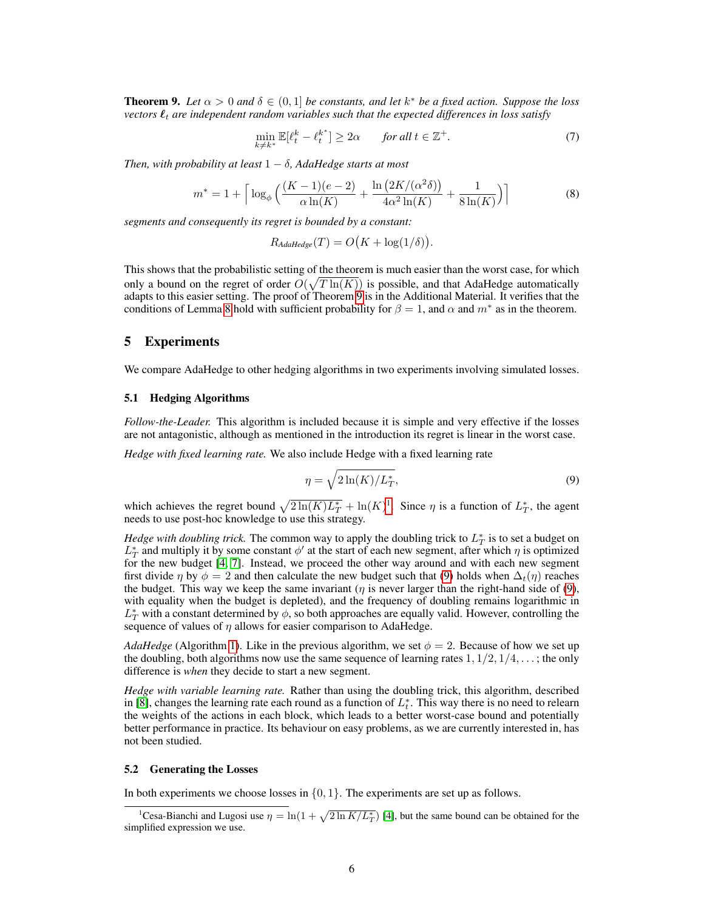**Theorem 9.** *Let $\alpha > 0$ and $\delta \in (0, 1]$ be constants, and let $k^*$ be a fixed action. Suppose the loss vectors $\boldsymbol{\ell}_t$ are independent random variables such that the expected differences in loss satisfy*

$$\min_{k \neq k^*} \mathbb{E}[\ell_t^k - \ell_t^{k^*}] \geq 2\alpha \qquad \text{for all } t \in \mathbb{Z}^+. \tag{7}$$

*Then, with probability at least $1 - \delta$, AdaHedge starts at most*

$$m^* = 1 + \Big\lceil \log_\phi \Big( \frac{(K-1)(e-2)}{\alpha \ln(K)} + \frac{\ln\big(2K/(\alpha^2 \delta)\big)}{4\alpha^2 \ln(K)} + \frac{1}{8 \ln(K)} \Big) \Big\rceil \tag{8}$$

*segments and consequently its regret is bounded by a constant:*

$$R_{\textit{AdaHedge}}(T) = O\big(K + \log(1/\delta)\big).$$

This shows that the probabilistic setting of the theorem is much easier than the worst case, for which only a bound on the regret of order $O(\sqrt{T \ln(K)})$ is possible, and that AdaHedge automatically adapts to this easier setting. The proof of Theorem 9 is in the Additional Material. It verifies that the conditions of Lemma 8 hold with sufficient probability for $\beta = 1$, and $\alpha$ and $m^*$ as in the theorem.

## 5 Experiments

We compare AdaHedge to other hedging algorithms in two experiments involving simulated losses.

### 5.1 Hedging Algorithms

*Follow-the-Leader.* This algorithm is included because it is simple and very effective if the losses are not antagonistic, although as mentioned in the introduction its regret is linear in the worst case.

*Hedge with fixed learning rate.* We also include Hedge with a fixed learning rate

$$\eta = \sqrt{2 \ln(K) / L_T^*}, \tag{9}$$

which achieves the regret bound $\sqrt{2 \ln(K) L_T^*} + \ln(K)$[1]. Since $\eta$ is a function of $L_T^*$, the agent needs to use post-hoc knowledge to use this strategy.

*Hedge with doubling trick.* The common way to apply the doubling trick to $L_T^*$ is to set a budget on $L_T^*$ and multiply it by some constant $\phi'$ at the start of each new segment, after which $\eta$ is optimized for the new budget [4, 7]. Instead, we proceed the other way around and with each new segment first divide $\eta$ by $\phi = 2$ and then calculate the new budget such that (9) holds when $\Delta_t(\eta)$ reaches the budget. This way we keep the same invariant ($\eta$ is never larger than the right-hand side of (9), with equality when the budget is depleted), and the frequency of doubling remains logarithmic in $L_T^*$ with a constant determined by $\phi$, so both approaches are equally valid. However, controlling the sequence of values of $\eta$ allows for easier comparison to AdaHedge.

*AdaHedge* (Algorithm 1). Like in the previous algorithm, we set $\phi = 2$. Because of how we set up the doubling, both algorithms now use the same sequence of learning rates $1, 1/2, 1/4, \ldots$; the only difference is *when* they decide to start a new segment.

*Hedge with variable learning rate.* Rather than using the doubling trick, this algorithm, described in [8], changes the learning rate each round as a function of $L_t^*$. This way there is no need to relearn the weights of the actions in each block, which leads to a better worst-case bound and potentially better performance in practice. Its behaviour on easy problems, as we are currently interested in, has not been studied.

### 5.2 Generating the Losses

In both experiments we choose losses in $\{0, 1\}$. The experiments are set up as follows.

[1] Cesa-Bianchi and Lugosi use $\eta = \ln(1 + \sqrt{2 \ln K / L_T^*})$ [4], but the same bound can be obtained for the simplified expression we use.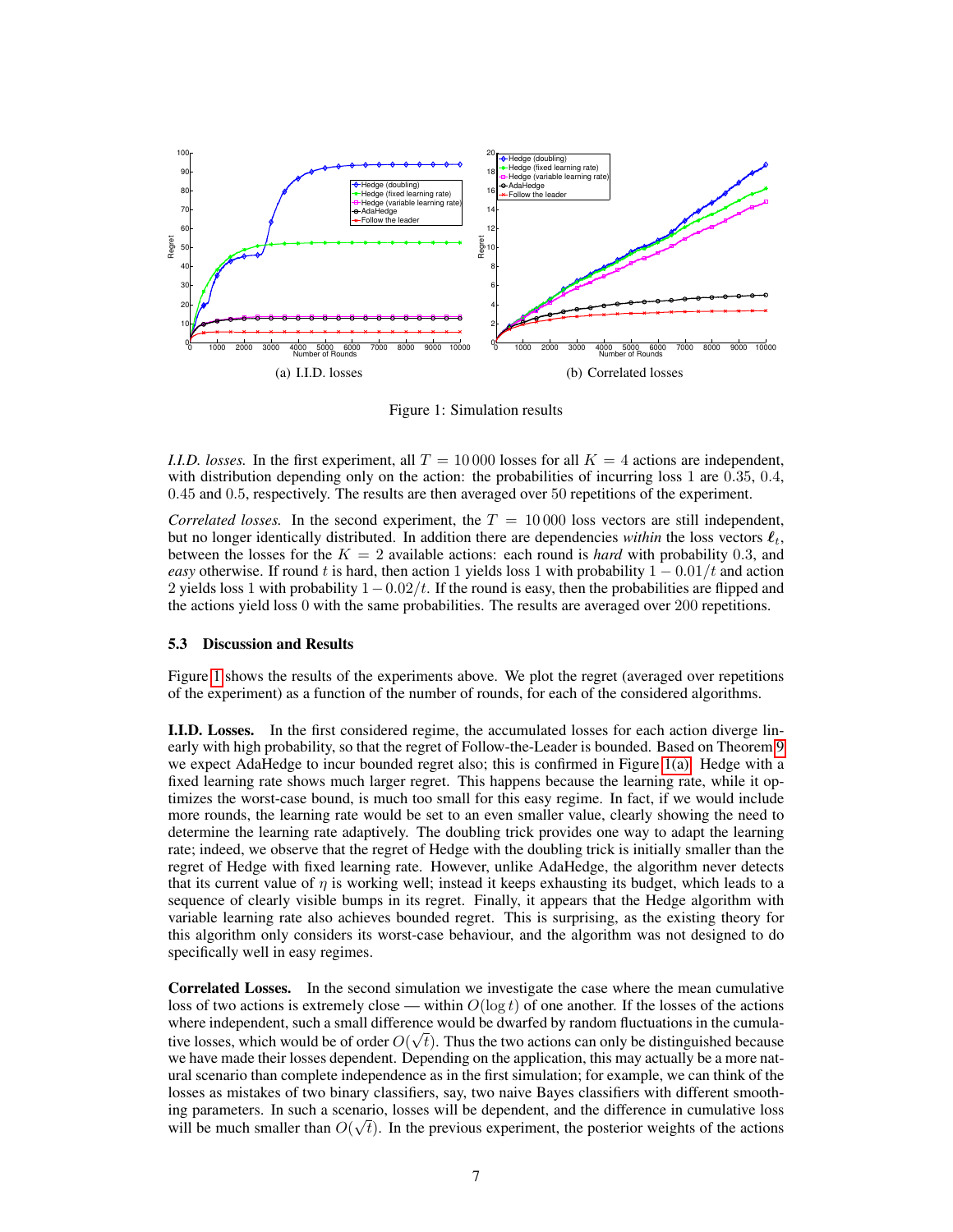(a) I.I.D. losses

(b) Correlated losses

Figure 1: Simulation results

*I.I.D. losses.* In the first experiment, all $T = 10\,000$ losses for all $K = 4$ actions are independent, with distribution depending only on the action: the probabilities of incurring loss 1 are 0.35, 0.4, 0.45 and 0.5, respectively. The results are then averaged over 50 repetitions of the experiment.

*Correlated losses.* In the second experiment, the $T = 10\,000$ loss vectors are still independent, but no longer identically distributed. In addition there are dependencies *within* the loss vectors $\boldsymbol{\ell}_t$, between the losses for the $K = 2$ available actions: each round is *hard* with probability 0.3, and *easy* otherwise. If round $t$ is hard, then action 1 yields loss 1 with probability $1 - 0.01/t$ and action 2 yields loss 1 with probability $1 - 0.02/t$. If the round is easy, then the probabilities are flipped and the actions yield loss 0 with the same probabilities. The results are averaged over 200 repetitions.

### 5.3 Discussion and Results

Figure 1 shows the results of the experiments above. We plot the regret (averaged over repetitions of the experiment) as a function of the number of rounds, for each of the considered algorithms.

**I.I.D. Losses.** In the first considered regime, the accumulated losses for each action diverge linearly with high probability, so that the regret of Follow-the-Leader is bounded. Based on Theorem 9 we expect AdaHedge to incur bounded regret also; this is confirmed in Figure 1(a). Hedge with a fixed learning rate shows much larger regret. This happens because the learning rate, while it optimizes the worst-case bound, is much too small for this easy regime. In fact, if we would include more rounds, the learning rate would be set to an even smaller value, clearly showing the need to determine the learning rate adaptively. The doubling trick provides one way to adapt the learning rate; indeed, we observe that the regret of Hedge with the doubling trick is initially smaller than the regret of Hedge with fixed learning rate. However, unlike AdaHedge, the algorithm never detects that its current value of $\eta$ is working well; instead it keeps exhausting its budget, which leads to a sequence of clearly visible bumps in its regret. Finally, it appears that the Hedge algorithm with variable learning rate also achieves bounded regret. This is surprising, as the existing theory for this algorithm only considers its worst-case behaviour, and the algorithm was not designed to do specifically well in easy regimes.

**Correlated Losses.** In the second simulation we investigate the case where the mean cumulative loss of two actions is extremely close — within $O(\log t)$ of one another. If the losses of the actions where independent, such a small difference would be dwarfed by random fluctuations in the cumulative losses, which would be of order $O(\sqrt{t})$. Thus the two actions can only be distinguished because we have made their losses dependent. Depending on the application, this may actually be a more natural scenario than complete independence as in the first simulation; for example, we can think of the losses as mistakes of two binary classifiers, say, two naive Bayes classifiers with different smoothing parameters. In such a scenario, losses will be dependent, and the difference in cumulative loss will be much smaller than $O(\sqrt{t})$. In the previous experiment, the posterior weights of the actions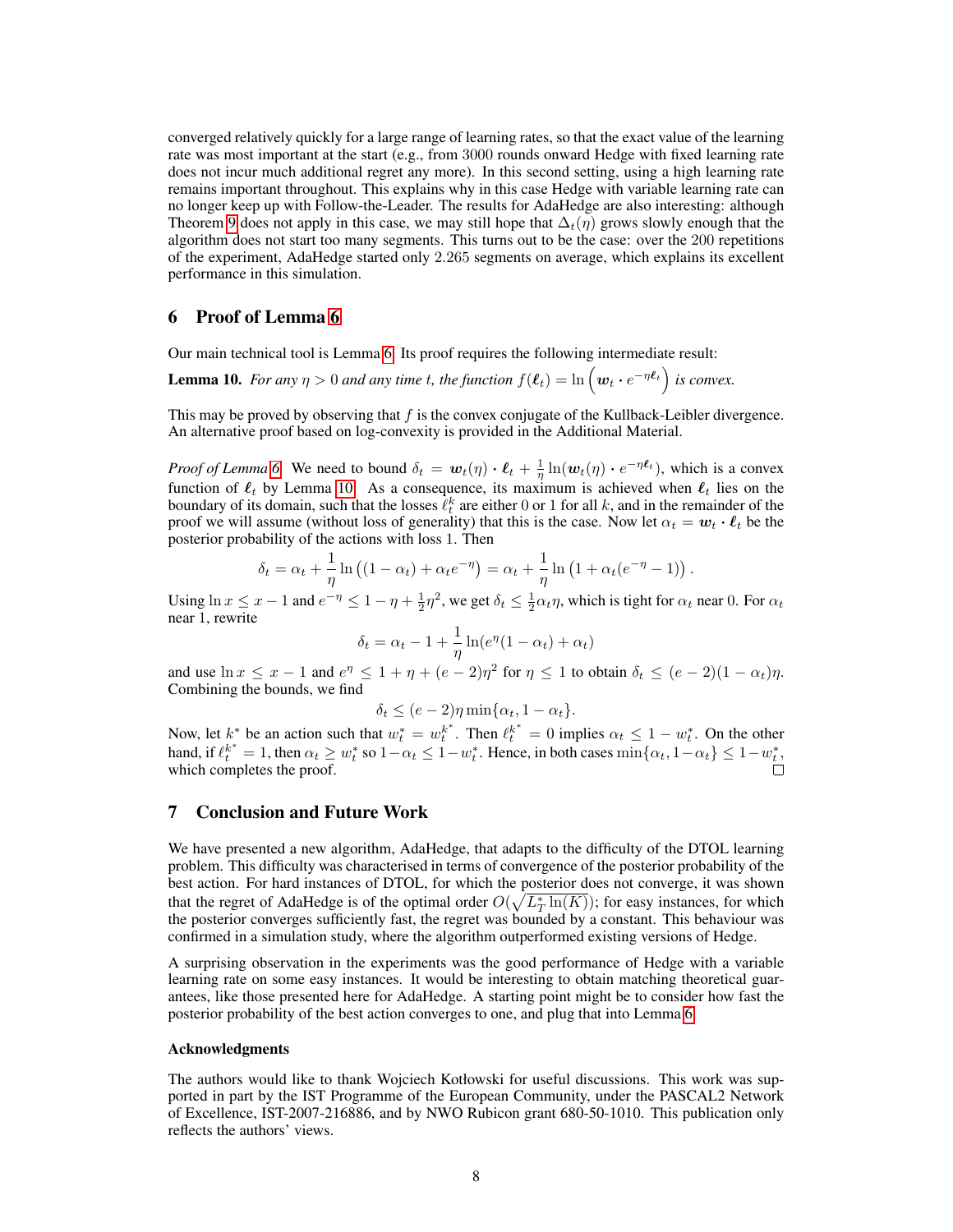converged relatively quickly for a large range of learning rates, so that the exact value of the learning rate was most important at the start (e.g., from 3000 rounds onward Hedge with fixed learning rate does not incur much additional regret any more). In this second setting, using a high learning rate remains important throughout. This explains why in this case Hedge with variable learning rate can no longer keep up with Follow-the-Leader. The results for AdaHedge are also interesting: although Theorem 9 does not apply in this case, we may still hope that $\Delta_t(\eta)$ grows slowly enough that the algorithm does not start too many segments. This turns out to be the case: over the 200 repetitions of the experiment, AdaHedge started only 2.265 segments on average, which explains its excellent performance in this simulation.

## 6 Proof of Lemma 6

Our main technical tool is Lemma 6. Its proof requires the following intermediate result:

**Lemma 10.** *For any $\eta > 0$ and any time $t$, the function $f(\boldsymbol{\ell}_t) = \ln\left(\boldsymbol{w}_t \cdot e^{-\eta \boldsymbol{\ell}_t}\right)$ is convex.*

This may be proved by observing that $f$ is the convex conjugate of the Kullback-Leibler divergence. An alternative proof based on log-convexity is provided in the Additional Material.

*Proof of Lemma 6.* We need to bound $\delta_t = \boldsymbol{w}_t(\eta) \cdot \boldsymbol{\ell}_t + \frac{1}{\eta}\ln(\boldsymbol{w}_t(\eta) \cdot e^{-\eta \boldsymbol{\ell}_t})$, which is a convex function of $\boldsymbol{\ell}_t$ by Lemma 10. As a consequence, its maximum is achieved when $\boldsymbol{\ell}_t$ lies on the boundary of its domain, such that the losses $\ell_t^k$ are either 0 or 1 for all $k$, and in the remainder of the proof we will assume (without loss of generality) that this is the case. Now let $\alpha_t = \boldsymbol{w}_t \cdot \boldsymbol{\ell}_t$ be the posterior probability of the actions with loss 1. Then

$$\delta_t = \alpha_t + \frac{1}{\eta}\ln\left((1-\alpha_t) + \alpha_t e^{-\eta}\right) = \alpha_t + \frac{1}{\eta}\ln\left(1 + \alpha_t(e^{-\eta} - 1)\right).$$

Using $\ln x \leq x - 1$ and $e^{-\eta} \leq 1 - \eta + \frac{1}{2}\eta^2$, we get $\delta_t \leq \frac{1}{2}\alpha_t\eta$, which is tight for $\alpha_t$ near 0. For $\alpha_t$ near 1, rewrite

$$\delta_t = \alpha_t - 1 + \frac{1}{\eta}\ln(e^{\eta}(1-\alpha_t) + \alpha_t)$$

and use $\ln x \leq x - 1$ and $e^{\eta} \leq 1 + \eta + (e-2)\eta^2$ for $\eta \leq 1$ to obtain $\delta_t \leq (e-2)(1-\alpha_t)\eta$. Combining the bounds, we find

$$\delta_t \leq (e-2)\eta \min\{\alpha_t, 1-\alpha_t\}.$$

Now, let $k^*$ be an action such that $w_t^* = w_t^{k^*}$. Then $\ell_t^{k^*} = 0$ implies $\alpha_t \leq 1 - w_t^*$. On the other hand, if $\ell_t^{k^*} = 1$, then $\alpha_t \geq w_t^*$ so $1 - \alpha_t \leq 1 - w_t^*$. Hence, in both cases $\min\{\alpha_t, 1-\alpha_t\} \leq 1 - w_t^*$, which completes the proof. □

## 7 Conclusion and Future Work

We have presented a new algorithm, AdaHedge, that adapts to the difficulty of the DTOL learning problem. This difficulty was characterised in terms of convergence of the posterior probability of the best action. For hard instances of DTOL, for which the posterior does not converge, it was shown that the regret of AdaHedge is of the optimal order $O(\sqrt{L_T^* \ln(K)})$; for easy instances, for which the posterior converges sufficiently fast, the regret was bounded by a constant. This behaviour was confirmed in a simulation study, where the algorithm outperformed existing versions of Hedge.

A surprising observation in the experiments was the good performance of Hedge with a variable learning rate on some easy instances. It would be interesting to obtain matching theoretical guarantees, like those presented here for AdaHedge. A starting point might be to consider how fast the posterior probability of the best action converges to one, and plug that into Lemma 6.

#### Acknowledgments

The authors would like to thank Wojciech Kotłowski for useful discussions. This work was supported in part by the IST Programme of the European Community, under the PASCAL2 Network of Excellence, IST-2007-216886, and by NWO Rubicon grant 680-50-1010. This publication only reflects the authors' views.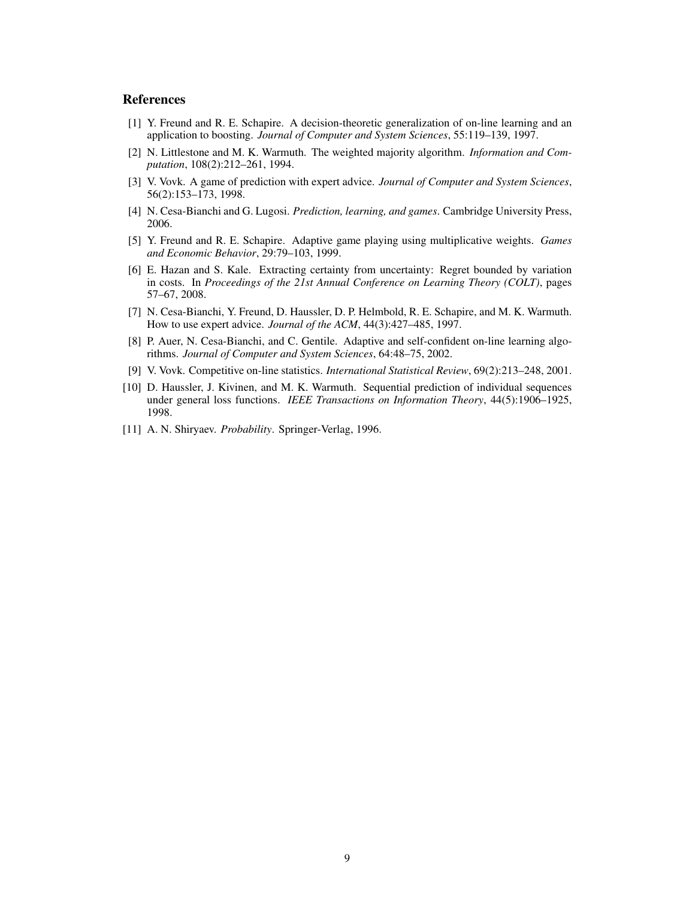## References

[1] Y. Freund and R. E. Schapire. A decision-theoretic generalization of on-line learning and an application to boosting. *Journal of Computer and System Sciences*, 55:119–139, 1997.

[2] N. Littlestone and M. K. Warmuth. The weighted majority algorithm. *Information and Computation*, 108(2):212–261, 1994.

[3] V. Vovk. A game of prediction with expert advice. *Journal of Computer and System Sciences*, 56(2):153–173, 1998.

[4] N. Cesa-Bianchi and G. Lugosi. *Prediction, learning, and games*. Cambridge University Press, 2006.

[5] Y. Freund and R. E. Schapire. Adaptive game playing using multiplicative weights. *Games and Economic Behavior*, 29:79–103, 1999.

[6] E. Hazan and S. Kale. Extracting certainty from uncertainty: Regret bounded by variation in costs. In *Proceedings of the 21st Annual Conference on Learning Theory (COLT)*, pages 57–67, 2008.

[7] N. Cesa-Bianchi, Y. Freund, D. Haussler, D. P. Helmbold, R. E. Schapire, and M. K. Warmuth. How to use expert advice. *Journal of the ACM*, 44(3):427–485, 1997.

[8] P. Auer, N. Cesa-Bianchi, and C. Gentile. Adaptive and self-confident on-line learning algorithms. *Journal of Computer and System Sciences*, 64:48–75, 2002.

[9] V. Vovk. Competitive on-line statistics. *International Statistical Review*, 69(2):213–248, 2001.

[10] D. Haussler, J. Kivinen, and M. K. Warmuth. Sequential prediction of individual sequences under general loss functions. *IEEE Transactions on Information Theory*, 44(5):1906–1925, 1998.

[11] A. N. Shiryaev. *Probability*. Springer-Verlag, 1996.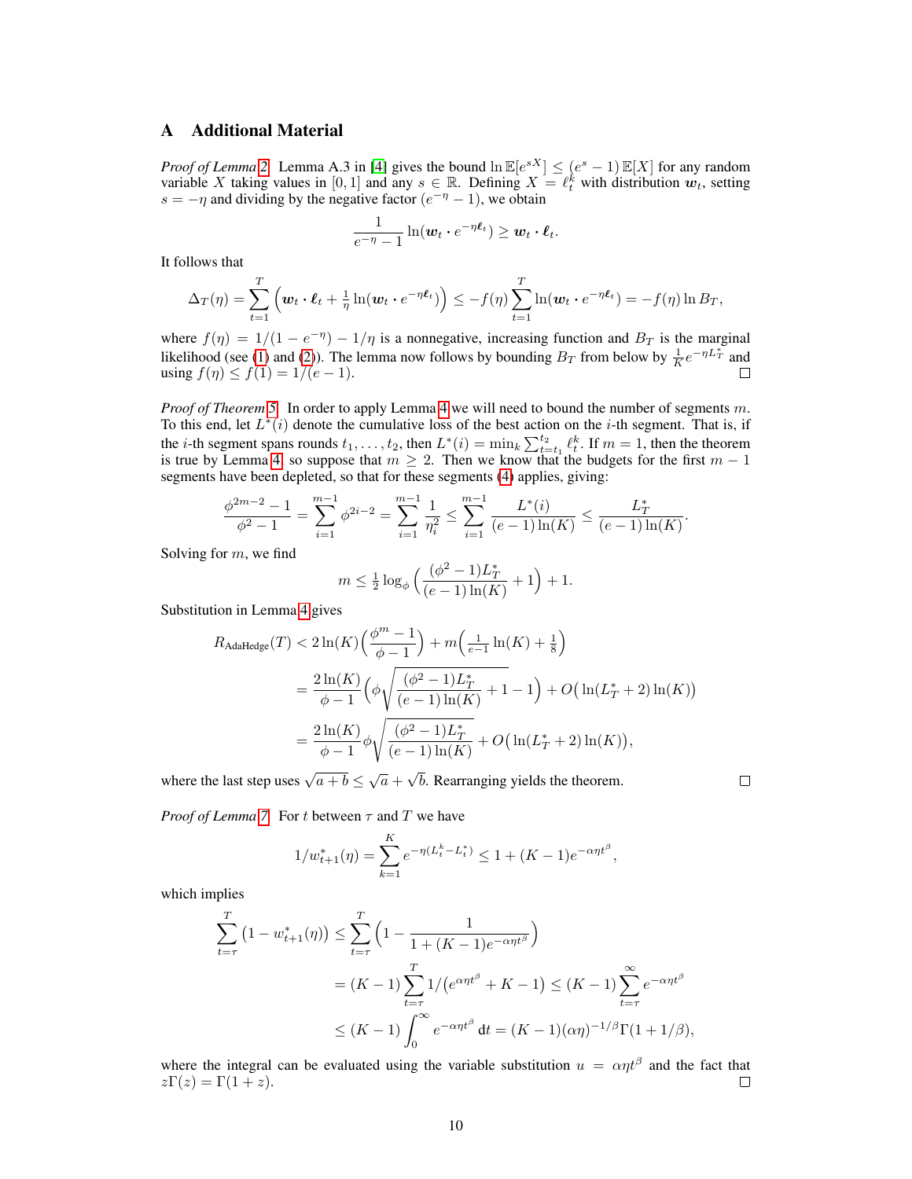## A Additional Material

*Proof of Lemma 2.* Lemma A.3 in [4] gives the bound $\ln \mathbb{E}[e^{sX}] \leq (e^s - 1)\,\mathbb{E}[X]$ for any random variable $X$ taking values in $[0, 1]$ and any $s \in \mathbb{R}$. Defining $X = \ell_t^k$ with distribution $\boldsymbol{w}_t$, setting $s = -\eta$ and dividing by the negative factor $(e^{-\eta} - 1)$, we obtain

$$\frac{1}{e^{-\eta} - 1} \ln(\boldsymbol{w}_t \cdot e^{-\eta \boldsymbol{\ell}_t}) \geq \boldsymbol{w}_t \cdot \boldsymbol{\ell}_t.$$

It follows that

$$\Delta_T(\eta) = \sum_{t=1}^{T} \left( \boldsymbol{w}_t \cdot \boldsymbol{\ell}_t + \tfrac{1}{\eta} \ln(\boldsymbol{w}_t \cdot e^{-\eta \boldsymbol{\ell}_t}) \right) \leq -f(\eta) \sum_{t=1}^{T} \ln(\boldsymbol{w}_t \cdot e^{-\eta \boldsymbol{\ell}_t}) = -f(\eta) \ln B_T,$$

where $f(\eta) = 1/(1 - e^{-\eta}) - 1/\eta$ is a nonnegative, increasing function and $B_T$ is the marginal likelihood (see (1) and (2)). The lemma now follows by bounding $B_T$ from below by $\frac{1}{K} e^{-\eta L_T^*}$ and using $f(\eta) \leq f(1) = 1/(e - 1)$. □

*Proof of Theorem 5.* In order to apply Lemma 4 we will need to bound the number of segments $m$. To this end, let $L^*(i)$ denote the cumulative loss of the best action on the $i$-th segment. That is, if the $i$-th segment spans rounds $t_1, \ldots, t_2$, then $L^*(i) = \min_k \sum_{t=t_1}^{t_2} \ell_t^k$. If $m = 1$, then the theorem is true by Lemma 4, so suppose that $m \geq 2$. Then we know that the budgets for the first $m - 1$ segments have been depleted, so that for these segments (4) applies, giving:

$$\frac{\phi^{2m-2} - 1}{\phi^2 - 1} = \sum_{i=1}^{m-1} \phi^{2i-2} = \sum_{i=1}^{m-1} \frac{1}{\eta_i^2} \leq \sum_{i=1}^{m-1} \frac{L^*(i)}{(e-1)\ln(K)} \leq \frac{L_T^*}{(e-1)\ln(K)}.$$

Solving for $m$, we find

$$m \leq \tfrac{1}{2} \log_\phi \left( \frac{(\phi^2 - 1) L_T^*}{(e-1)\ln(K)} + 1 \right) + 1.$$

Substitution in Lemma 4 gives

$$\begin{aligned}
R_{\text{AdaHedge}}(T) &< 2\ln(K) \Big( \frac{\phi^m - 1}{\phi - 1} \Big) + m \Big( \tfrac{1}{e-1} \ln(K) + \tfrac{1}{8} \Big) \\
&= \frac{2\ln(K)}{\phi - 1} \Big( \phi \sqrt{\frac{(\phi^2 - 1) L_T^*}{(e-1)\ln(K)} + 1} - 1 \Big) + O\big(\ln(L_T^* + 2)\ln(K)\big) \\
&= \frac{2\ln(K)}{\phi - 1} \phi \sqrt{\frac{(\phi^2 - 1) L_T^*}{(e-1)\ln(K)}} + O\big(\ln(L_T^* + 2)\ln(K)\big),
\end{aligned}$$

where the last step uses $\sqrt{a + b} \leq \sqrt{a} + \sqrt{b}$. Rearranging yields the theorem. □

*Proof of Lemma 7.* For $t$ between $\tau$ and $T$ we have

$$1/w_{t+1}^*(\eta) = \sum_{k=1}^{K} e^{-\eta(L_t^k - L_t^*)} \leq 1 + (K-1)e^{-\alpha\eta t^\beta},$$

which implies

$$\begin{aligned}
\sum_{t=\tau}^{T} \big(1 - w_{t+1}^*(\eta)\big) &\leq \sum_{t=\tau}^{T} \Big(1 - \frac{1}{1 + (K-1)e^{-\alpha\eta t^\beta}}\Big) \\
&= (K-1) \sum_{t=\tau}^{T} 1/\big(e^{\alpha\eta t^\beta} + K - 1\big) \leq (K-1) \sum_{t=\tau}^{\infty} e^{-\alpha\eta t^\beta} \\
&\leq (K-1) \int_0^\infty e^{-\alpha\eta t^\beta} \,\mathrm{d}t = (K-1)(\alpha\eta)^{-1/\beta} \Gamma(1 + 1/\beta),
\end{aligned}$$

where the integral can be evaluated using the variable substitution $u = \alpha\eta t^\beta$ and the fact that $z\Gamma(z) = \Gamma(1 + z)$. □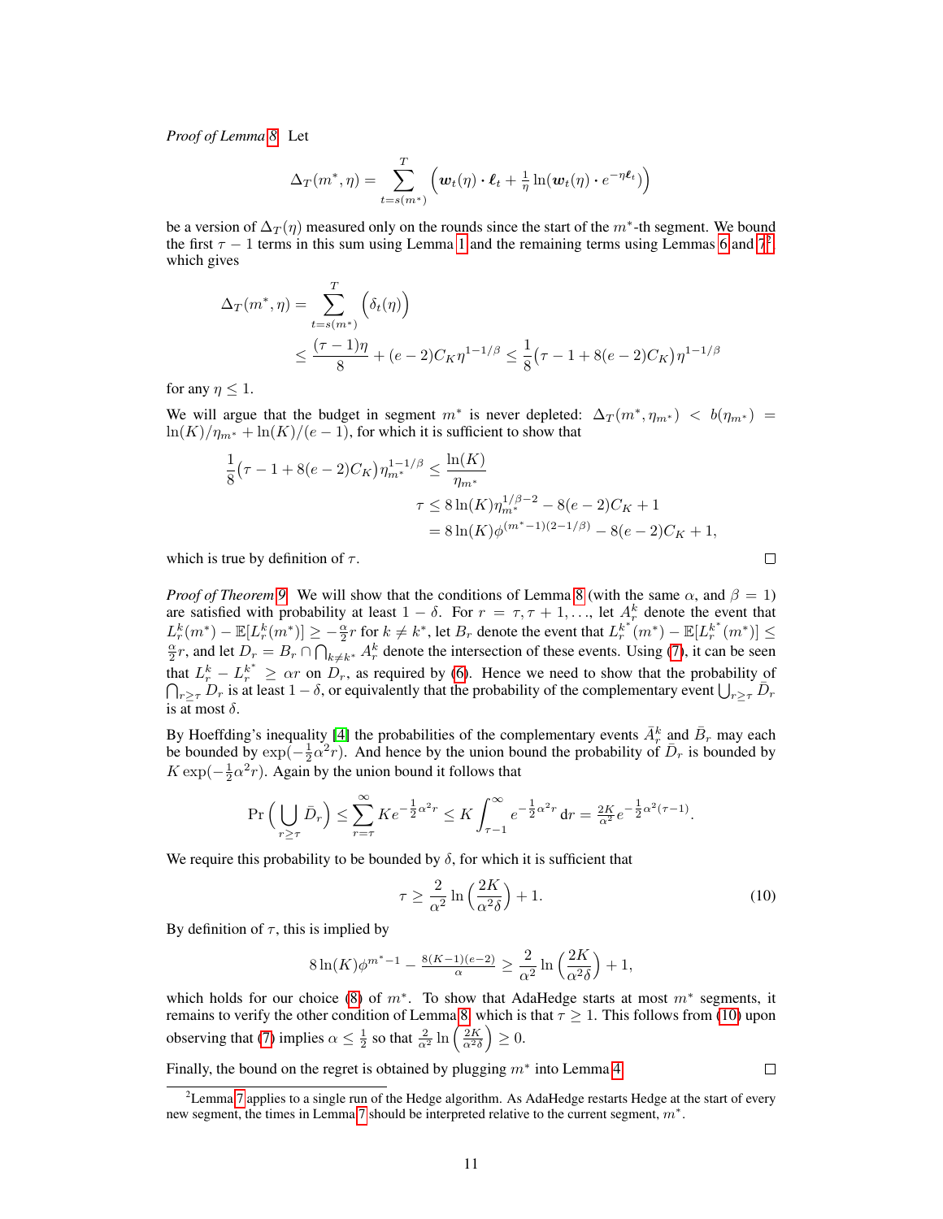*Proof of Lemma 8.* Let

$$\Delta_T(m^*, \eta) = \sum_{t=s(m^*)}^{T} \Big( \boldsymbol{w}_t(\eta) \cdot \boldsymbol{\ell}_t + \tfrac{1}{\eta} \ln(\boldsymbol{w}_t(\eta) \cdot e^{-\eta \boldsymbol{\ell}_t}) \Big)$$

be a version of $\Delta_T(\eta)$ measured only on the rounds since the start of the $m^*$-th segment. We bound the first $\tau - 1$ terms in this sum using Lemma 1 and the remaining terms using Lemmas 6 and 7[2], which gives

$$\begin{aligned}
\Delta_T(m^*, \eta) &= \sum_{t=s(m^*)}^{T} \Big( \delta_t(\eta) \Big) \\
&\leq \frac{(\tau - 1)\eta}{8} + (e-2) C_K \eta^{1-1/\beta} \leq \frac{1}{8}\big(\tau - 1 + 8(e-2)C_K\big)\eta^{1-1/\beta}
\end{aligned}$$

for any $\eta \leq 1$.

We will argue that the budget in segment $m^*$ is never depleted: $\Delta_T(m^*, \eta_{m^*}) < b(\eta_{m^*}) = \ln(K)/\eta_{m^*} + \ln(K)/(e-1)$, for which it is sufficient to show that

$$\begin{aligned}
\frac{1}{8}\big(\tau - 1 + 8(e-2)C_K\big)\eta_{m^*}^{1-1/\beta} &\leq \frac{\ln(K)}{\eta_{m^*}} \\
\tau &\leq 8\ln(K)\eta_{m^*}^{1/\beta - 2} - 8(e-2)C_K + 1 \\
&= 8\ln(K)\phi^{(m^*-1)(2-1/\beta)} - 8(e-2)C_K + 1,
\end{aligned}$$

which is true by definition of $\tau$. □

*Proof of Theorem 9.* We will show that the conditions of Lemma 8 (with the same $\alpha$, and $\beta = 1$) are satisfied with probability at least $1 - \delta$. For $r = \tau, \tau + 1, \ldots$, let $A_r^k$ denote the event that $L_r^k(m^*) - \mathbb{E}[L_r^k(m^*)] \geq -\frac{\alpha}{2} r$ for $k \neq k^*$, let $B_r$ denote the event that $L_r^{k^*}(m^*) - \mathbb{E}[L_r^{k^*}(m^*)] \leq \frac{\alpha}{2} r$, and let $D_r = B_r \cap \bigcap_{k \neq k^*} A_r^k$ denote the intersection of these events. Using (7), it can be seen that $L_r^k - L_r^{k^*} \geq \alpha r$ on $D_r$, as required by (6). Hence we need to show that the probability of $\bigcap_{r \geq \tau} D_r$ is at least $1 - \delta$, or equivalently that the probability of the complementary event $\bigcup_{r \geq \tau} \bar{D}_r$ is at most $\delta$.

By Hoeffding's inequality [4] the probabilities of the complementary events $\bar{A}_r^k$ and $\bar{B}_r$ may each be bounded by $\exp(-\frac{1}{2}\alpha^2 r)$. And hence by the union bound the probability of $\bar{D}_r$ is bounded by $K \exp(-\frac{1}{2}\alpha^2 r)$. Again by the union bound it follows that

$$\Pr\Big(\bigcup_{r \geq \tau} \bar{D}_r\Big) \leq \sum_{r=\tau}^{\infty} K e^{-\frac{1}{2}\alpha^2 r} \leq K \int_{\tau - 1}^{\infty} e^{-\frac{1}{2}\alpha^2 r} \,\mathrm{d}r = \tfrac{2K}{\alpha^2} e^{-\frac{1}{2}\alpha^2(\tau - 1)}.$$

We require this probability to be bounded by $\delta$, for which it is sufficient that

$$\tau \geq \frac{2}{\alpha^2} \ln\Big(\frac{2K}{\alpha^2 \delta}\Big) + 1. \tag{10}$$

By definition of $\tau$, this is implied by

$$8\ln(K)\phi^{m^*-1} - \tfrac{8(K-1)(e-2)}{\alpha} \geq \frac{2}{\alpha^2}\ln\Big(\frac{2K}{\alpha^2\delta}\Big) + 1,$$

which holds for our choice (8) of $m^*$. To show that AdaHedge starts at most $m^*$ segments, it remains to verify the other condition of Lemma 8, which is that $\tau \geq 1$. This follows from (10) upon observing that (7) implies $\alpha \leq \frac{1}{2}$ so that $\frac{2}{\alpha^2}\ln\Big(\frac{2K}{\alpha^2\delta}\Big) \geq 0$.

Finally, the bound on the regret is obtained by plugging $m^*$ into Lemma 4. □

[2] Lemma 7 applies to a single run of the Hedge algorithm. As AdaHedge restarts Hedge at the start of every new segment, the times in Lemma 7 should be interpreted relative to the current segment, $m^*$.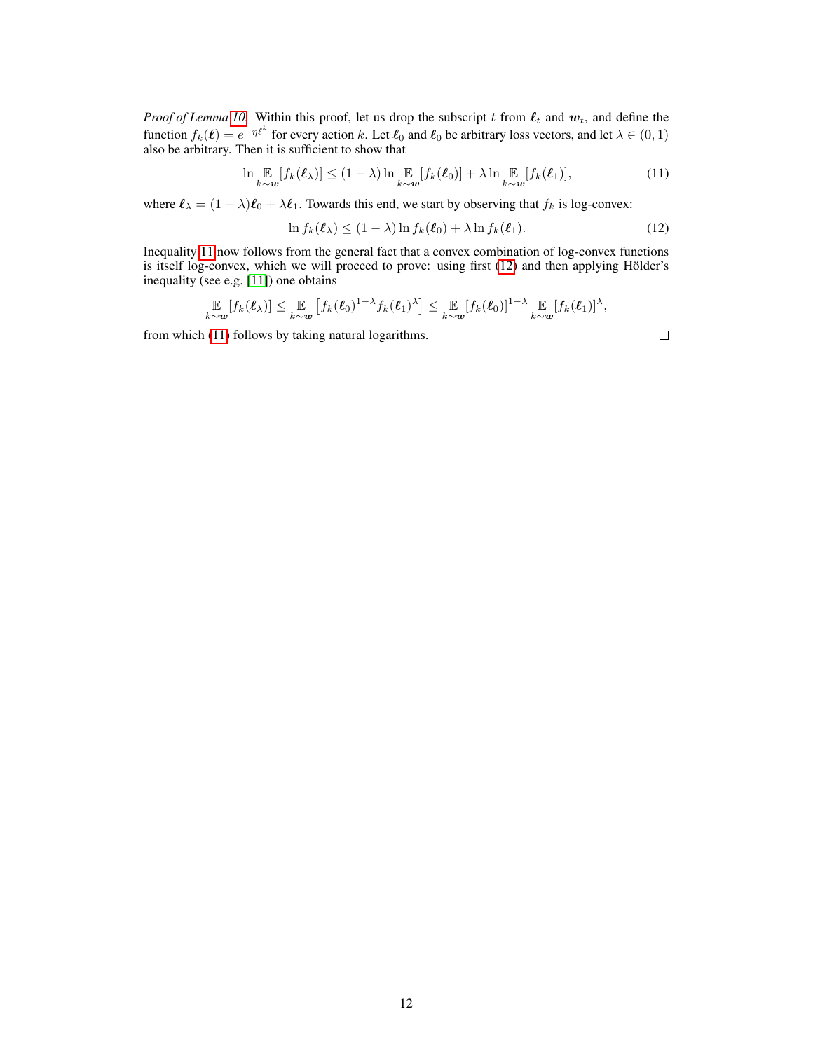*Proof of Lemma 10.* Within this proof, let us drop the subscript $t$ from $\boldsymbol{\ell}_t$ and $\boldsymbol{w}_t$, and define the function $f_k(\boldsymbol{\ell}) = e^{-\eta \ell^k}$ for every action $k$. Let $\boldsymbol{\ell}_0$ and $\boldsymbol{\ell}_0$ be arbitrary loss vectors, and let $\lambda \in (0, 1)$ also be arbitrary. Then it is sufficient to show that

$$\ln \mathop{\mathbb{E}}_{k \sim \boldsymbol{w}} [f_k(\boldsymbol{\ell}_\lambda)] \leq (1 - \lambda) \ln \mathop{\mathbb{E}}_{k \sim \boldsymbol{w}} [f_k(\boldsymbol{\ell}_0)] + \lambda \ln \mathop{\mathbb{E}}_{k \sim \boldsymbol{w}} [f_k(\boldsymbol{\ell}_1)], \tag{11}$$

where $\boldsymbol{\ell}_\lambda = (1 - \lambda)\boldsymbol{\ell}_0 + \lambda \boldsymbol{\ell}_1$. Towards this end, we start by observing that $f_k$ is log-convex:

$$\ln f_k(\boldsymbol{\ell}_\lambda) \leq (1 - \lambda) \ln f_k(\boldsymbol{\ell}_0) + \lambda \ln f_k(\boldsymbol{\ell}_1). \tag{12}$$

Inequality 11 now follows from the general fact that a convex combination of log-convex functions is itself log-convex, which we will proceed to prove: using first (12) and then applying Hölder's inequality (see e.g. [11]) one obtains

$$\mathop{\mathbb{E}}_{k \sim \boldsymbol{w}} [f_k(\boldsymbol{\ell}_\lambda)] \leq \mathop{\mathbb{E}}_{k \sim \boldsymbol{w}} \left[ f_k(\boldsymbol{\ell}_0)^{1-\lambda} f_k(\boldsymbol{\ell}_1)^\lambda \right] \leq \mathop{\mathbb{E}}_{k \sim \boldsymbol{w}} [f_k(\boldsymbol{\ell}_0)]^{1-\lambda} \mathop{\mathbb{E}}_{k \sim \boldsymbol{w}} [f_k(\boldsymbol{\ell}_1)]^\lambda,$$

from which (11) follows by taking natural logarithms. $\square$